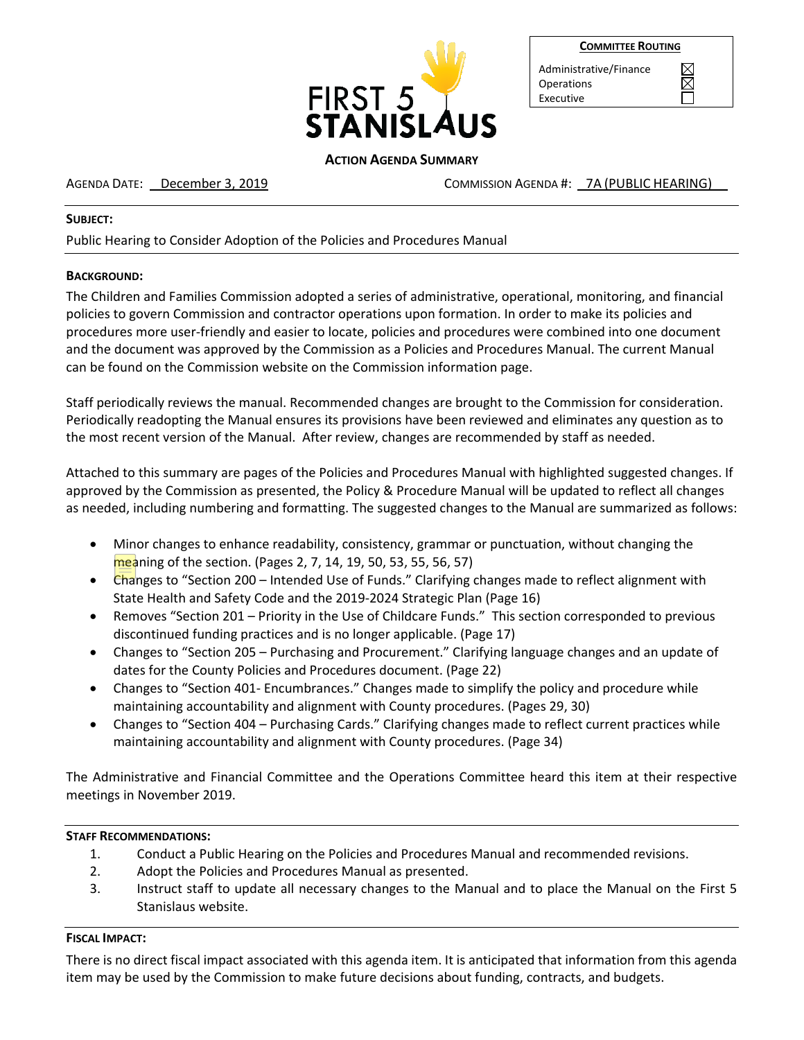FIRST 5 STANISLAUS

| COMMITTEE ROUTING | |
|---|---|
| Administrative/Finance | ☒ |
| Operations | ☒ |
| Executive | ☐ |

## ACTION AGENDA SUMMARY

AGENDA DATE: December 3, 2019

COMMISSION AGENDA #: 7A (PUBLIC HEARING)

---

**SUBJECT:**

Public Hearing to Consider Adoption of the Policies and Procedures Manual

---

**BACKGROUND:**

The Children and Families Commission adopted a series of administrative, operational, monitoring, and financial policies to govern Commission and contractor operations upon formation. In order to make its policies and procedures more user-friendly and easier to locate, policies and procedures were combined into one document and the document was approved by the Commission as a Policies and Procedures Manual. The current Manual can be found on the Commission website on the Commission information page.

Staff periodically reviews the manual. Recommended changes are brought to the Commission for consideration. Periodically readopting the Manual ensures its provisions have been reviewed and eliminates any question as to the most recent version of the Manual. After review, changes are recommended by staff as needed.

Attached to this summary are pages of the Policies and Procedures Manual with highlighted suggested changes. If approved by the Commission as presented, the Policy & Procedure Manual will be updated to reflect all changes as needed, including numbering and formatting. The suggested changes to the Manual are summarized as follows:

- Minor changes to enhance readability, consistency, grammar or punctuation, without changing the meaning of the section. (Pages 2, 7, 14, 19, 50, 53, 55, 56, 57)
- Changes to "Section 200 – Intended Use of Funds." Clarifying changes made to reflect alignment with State Health and Safety Code and the 2019-2024 Strategic Plan (Page 16)
- Removes "Section 201 – Priority in the Use of Childcare Funds." This section corresponded to previous discontinued funding practices and is no longer applicable. (Page 17)
- Changes to "Section 205 – Purchasing and Procurement." Clarifying language changes and an update of dates for the County Policies and Procedures document. (Page 22)
- Changes to "Section 401- Encumbrances." Changes made to simplify the policy and procedure while maintaining accountability and alignment with County procedures. (Pages 29, 30)
- Changes to "Section 404 – Purchasing Cards." Clarifying changes made to reflect current practices while maintaining accountability and alignment with County procedures. (Page 34)

The Administrative and Financial Committee and the Operations Committee heard this item at their respective meetings in November 2019.

---

**STAFF RECOMMENDATIONS:**

1. Conduct a Public Hearing on the Policies and Procedures Manual and recommended revisions.
2. Adopt the Policies and Procedures Manual as presented.
3. Instruct staff to update all necessary changes to the Manual and to place the Manual on the First 5 Stanislaus website.

---

**FISCAL IMPACT:**

There is no direct fiscal impact associated with this agenda item. It is anticipated that information from this agenda item may be used by the Commission to make future decisions about funding, contracts, and budgets.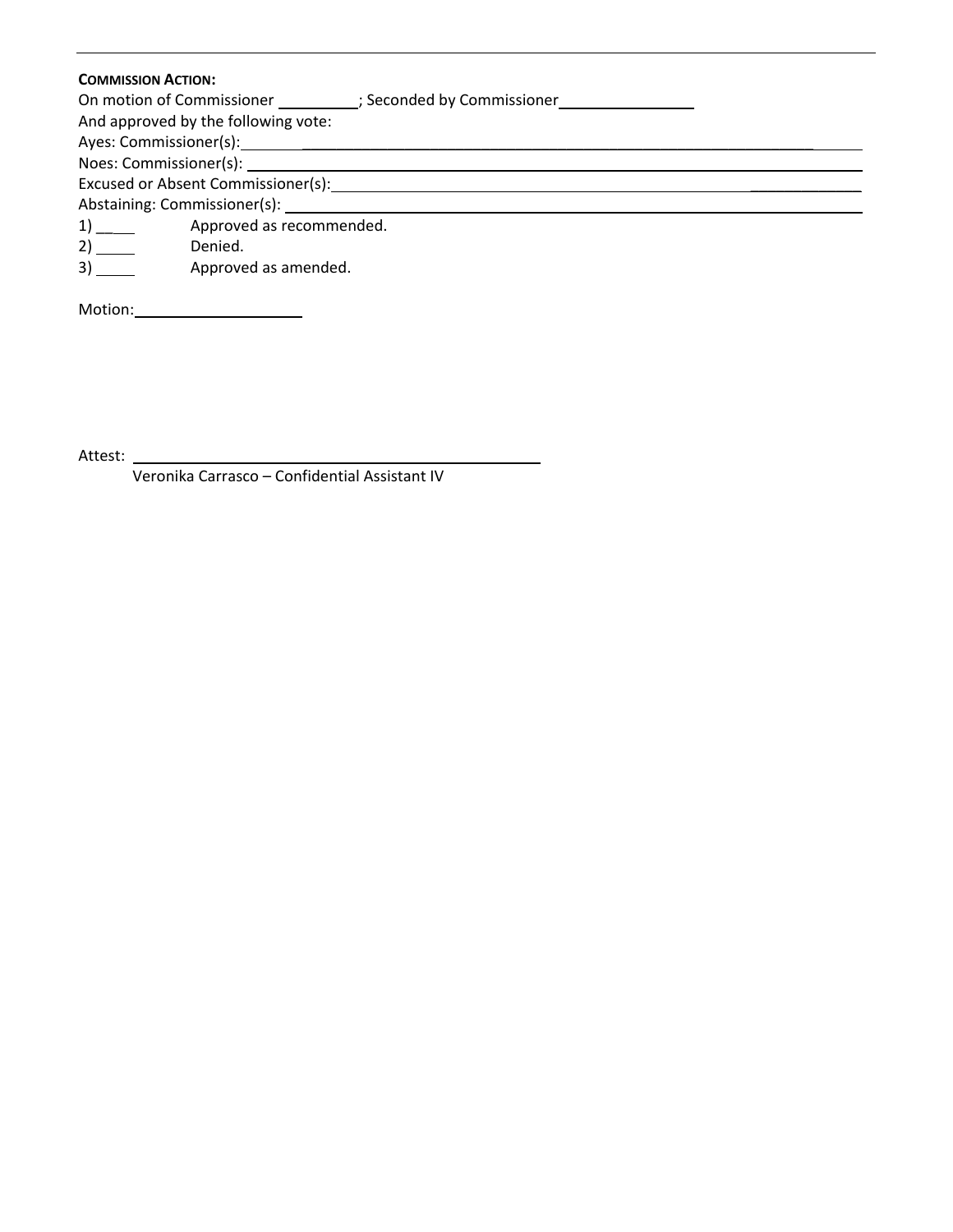**COMMISSION ACTION:**

On motion of Commissioner __________; Seconded by Commissioner________________

And approved by the following vote:

Ayes: Commissioner(s):____________________________________________________________

Noes: Commissioner(s): ____________________________________________________________

Excused or Absent Commissioner(s):__________________________________________________

Abstaining: Commissioner(s): _______________________________________________________

1) _____ Approved as recommended.

2) _____ Denied.

3) _____ Approved as amended.

Motion:_____________________

Attest: ___________________________________________________

Veronika Carrasco – Confidential Assistant IV